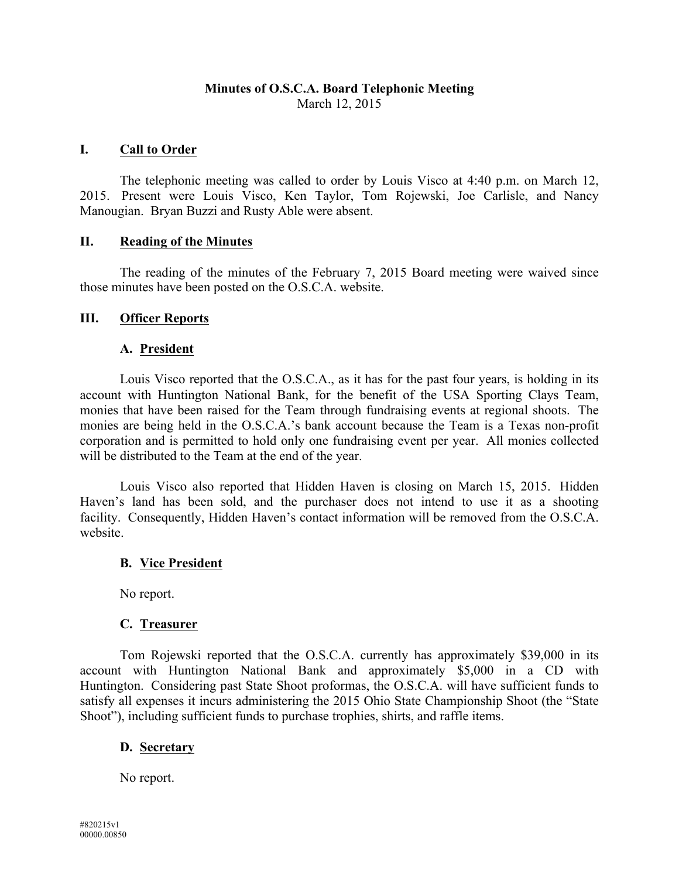# Minutes of O.S.C.A. Board Telephonic Meeting

March 12, 2015

## I. Call to Order

The telephonic meeting was called to order by Louis Visco at 4:40 p.m. on March 12, 2015. Present were Louis Visco, Ken Taylor, Tom Rojewski, Joe Carlisle, and Nancy Manougian. Bryan Buzzi and Rusty Able were absent.

## II. Reading of the Minutes

The reading of the minutes of the February 7, 2015 Board meeting were waived since those minutes have been posted on the O.S.C.A. website.

## III. Officer Reports

### A. President

Louis Visco reported that the O.S.C.A., as it has for the past four years, is holding in its account with Huntington National Bank, for the benefit of the USA Sporting Clays Team, monies that have been raised for the Team through fundraising events at regional shoots. The monies are being held in the O.S.C.A.'s bank account because the Team is a Texas non-profit corporation and is permitted to hold only one fundraising event per year. All monies collected will be distributed to the Team at the end of the year.

Louis Visco also reported that Hidden Haven is closing on March 15, 2015. Hidden Haven's land has been sold, and the purchaser does not intend to use it as a shooting facility. Consequently, Hidden Haven's contact information will be removed from the O.S.C.A. website.

### B. Vice President

No report.

### C. Treasurer

Tom Rojewski reported that the O.S.C.A. currently has approximately $39,000 in its account with Huntington National Bank and approximately $5,000 in a CD with Huntington. Considering past State Shoot proformas, the O.S.C.A. will have sufficient funds to satisfy all expenses it incurs administering the 2015 Ohio State Championship Shoot (the "State Shoot"), including sufficient funds to purchase trophies, shirts, and raffle items.

### D. Secretary

No report.

#820215v1
00000.00850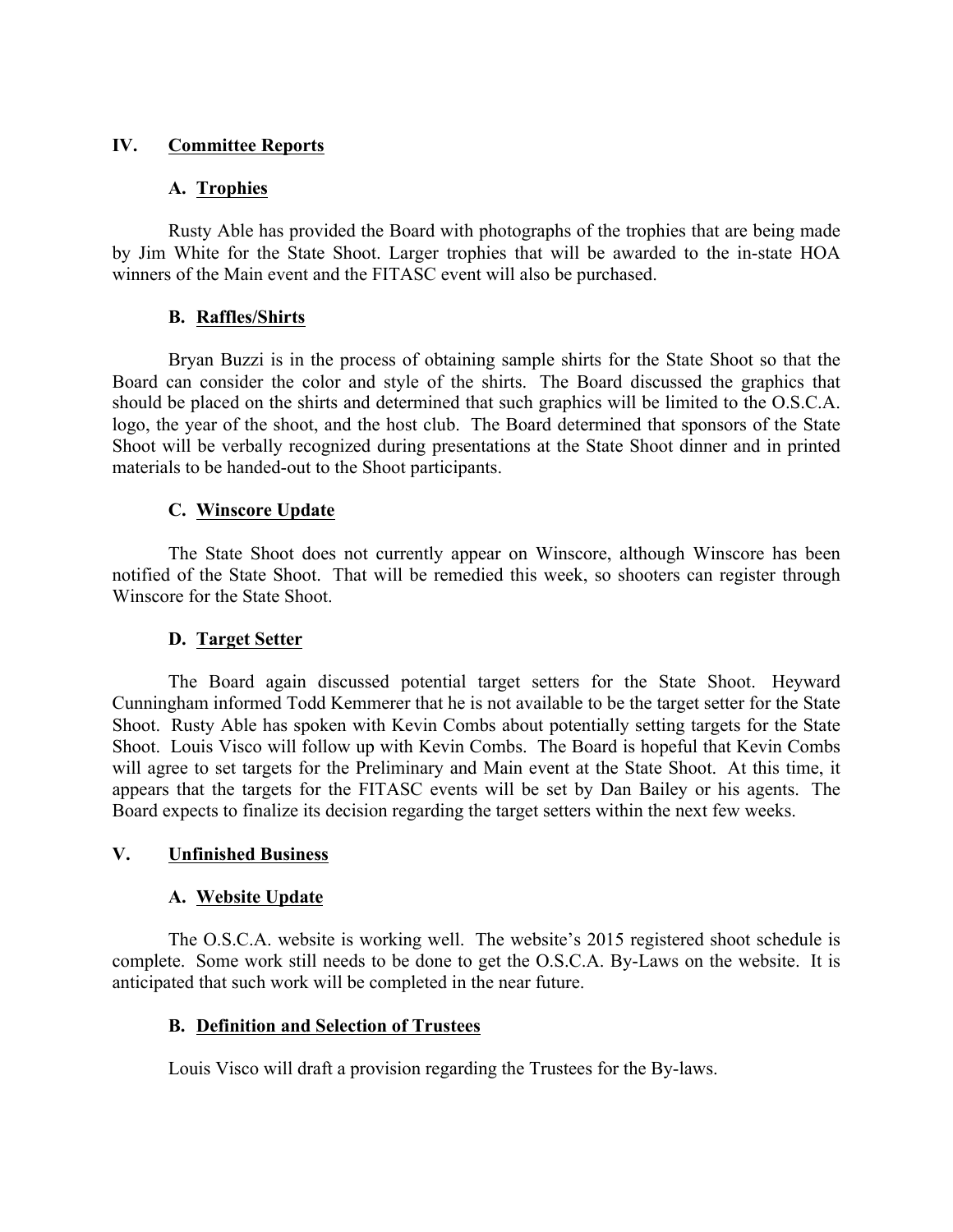## IV. Committee Reports

### A. Trophies

Rusty Able has provided the Board with photographs of the trophies that are being made by Jim White for the State Shoot. Larger trophies that will be awarded to the in-state HOA winners of the Main event and the FITASC event will also be purchased.

### B. Raffles/Shirts

Bryan Buzzi is in the process of obtaining sample shirts for the State Shoot so that the Board can consider the color and style of the shirts. The Board discussed the graphics that should be placed on the shirts and determined that such graphics will be limited to the O.S.C.A. logo, the year of the shoot, and the host club. The Board determined that sponsors of the State Shoot will be verbally recognized during presentations at the State Shoot dinner and in printed materials to be handed-out to the Shoot participants.

### C. Winscore Update

The State Shoot does not currently appear on Winscore, although Winscore has been notified of the State Shoot. That will be remedied this week, so shooters can register through Winscore for the State Shoot.

### D. Target Setter

The Board again discussed potential target setters for the State Shoot. Heyward Cunningham informed Todd Kemmerer that he is not available to be the target setter for the State Shoot. Rusty Able has spoken with Kevin Combs about potentially setting targets for the State Shoot. Louis Visco will follow up with Kevin Combs. The Board is hopeful that Kevin Combs will agree to set targets for the Preliminary and Main event at the State Shoot. At this time, it appears that the targets for the FITASC events will be set by Dan Bailey or his agents. The Board expects to finalize its decision regarding the target setters within the next few weeks.

## V. Unfinished Business

### A. Website Update

The O.S.C.A. website is working well. The website's 2015 registered shoot schedule is complete. Some work still needs to be done to get the O.S.C.A. By-Laws on the website. It is anticipated that such work will be completed in the near future.

### B. Definition and Selection of Trustees

Louis Visco will draft a provision regarding the Trustees for the By-laws.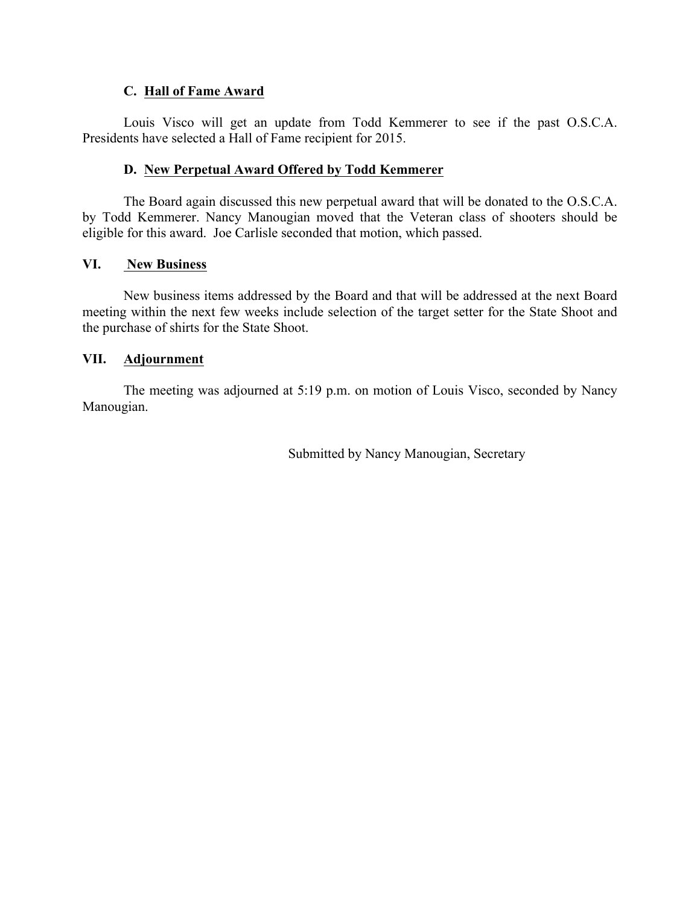### C. Hall of Fame Award

Louis Visco will get an update from Todd Kemmerer to see if the past O.S.C.A. Presidents have selected a Hall of Fame recipient for 2015.

### D. New Perpetual Award Offered by Todd Kemmerer

The Board again discussed this new perpetual award that will be donated to the O.S.C.A. by Todd Kemmerer. Nancy Manougian moved that the Veteran class of shooters should be eligible for this award. Joe Carlisle seconded that motion, which passed.

## VI. New Business

New business items addressed by the Board and that will be addressed at the next Board meeting within the next few weeks include selection of the target setter for the State Shoot and the purchase of shirts for the State Shoot.

## VII. Adjournment

The meeting was adjourned at 5:19 p.m. on motion of Louis Visco, seconded by Nancy Manougian.

Submitted by Nancy Manougian, Secretary